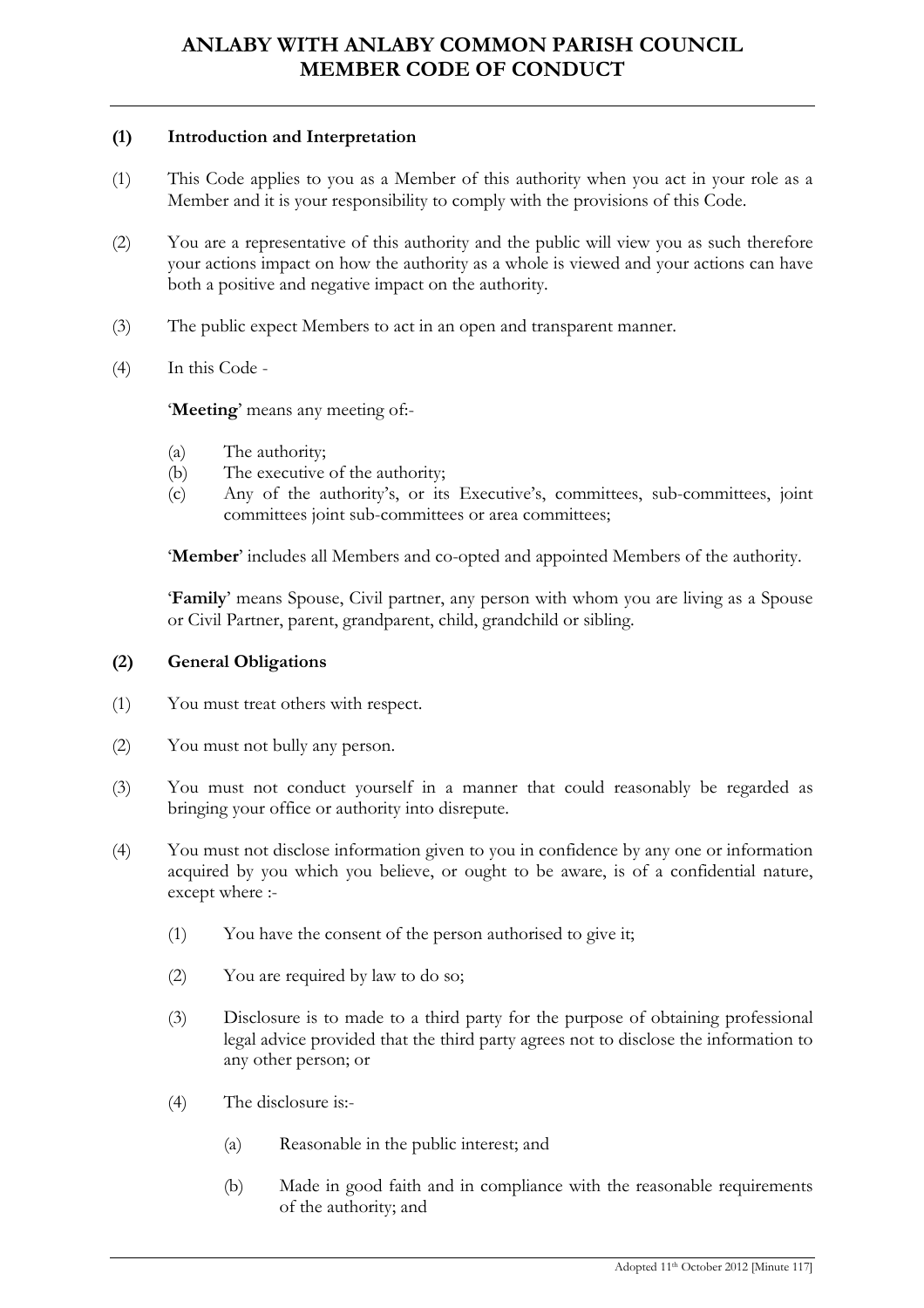# ANLABY WITH ANLABY COMMON PARISH COUNCIL
# MEMBER CODE OF CONDUCT

## (1) Introduction and Interpretation

(1) This Code applies to you as a Member of this authority when you act in your role as a Member and it is your responsibility to comply with the provisions of this Code.

(2) You are a representative of this authority and the public will view you as such therefore your actions impact on how the authority as a whole is viewed and your actions can have both a positive and negative impact on the authority.

(3) The public expect Members to act in an open and transparent manner.

(4) In this Code -

'**Meeting**' means any meeting of:-

- (a) The authority;
- (b) The executive of the authority;
- (c) Any of the authority's, or its Executive's, committees, sub-committees, joint committees joint sub-committees or area committees;

'**Member**' includes all Members and co-opted and appointed Members of the authority.

'**Family**' means Spouse, Civil partner, any person with whom you are living as a Spouse or Civil Partner, parent, grandparent, child, grandchild or sibling.

## (2) General Obligations

(1) You must treat others with respect.

(2) You must not bully any person.

(3) You must not conduct yourself in a manner that could reasonably be regarded as bringing your office or authority into disrepute.

(4) You must not disclose information given to you in confidence by any one or information acquired by you which you believe, or ought to be aware, is of a confidential nature, except where :-

- (1) You have the consent of the person authorised to give it;
- (2) You are required by law to do so;
- (3) Disclosure is to made to a third party for the purpose of obtaining professional legal advice provided that the third party agrees not to disclose the information to any other person; or
- (4) The disclosure is:-
  - (a) Reasonable in the public interest; and
  - (b) Made in good faith and in compliance with the reasonable requirements of the authority; and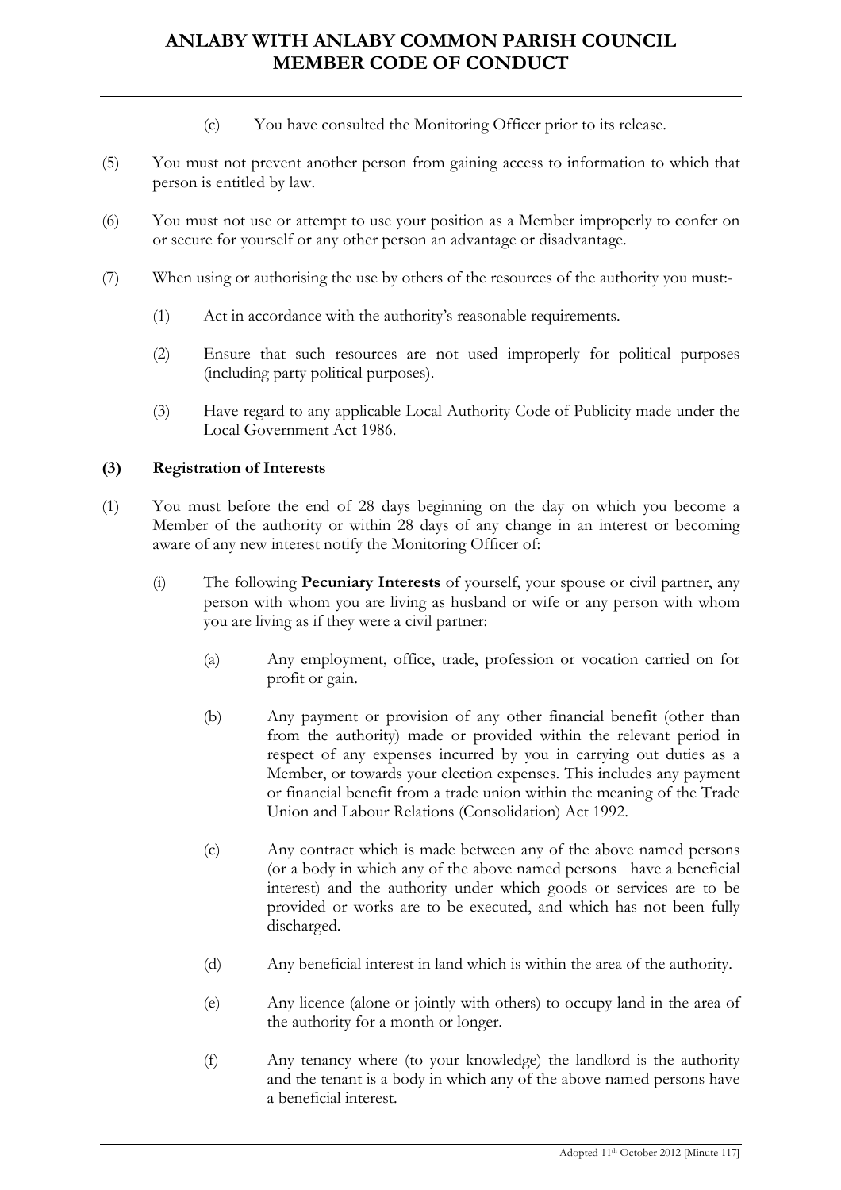(c) You have consulted the Monitoring Officer prior to its release.

(5) You must not prevent another person from gaining access to information to which that person is entitled by law.

(6) You must not use or attempt to use your position as a Member improperly to confer on or secure for yourself or any other person an advantage or disadvantage.

(7) When using or authorising the use by others of the resources of the authority you must:-

(1) Act in accordance with the authority's reasonable requirements.

(2) Ensure that such resources are not used improperly for political purposes (including party political purposes).

(3) Have regard to any applicable Local Authority Code of Publicity made under the Local Government Act 1986.

**(3) Registration of Interests**

(1) You must before the end of 28 days beginning on the day on which you become a Member of the authority or within 28 days of any change in an interest or becoming aware of any new interest notify the Monitoring Officer of:

(i) The following **Pecuniary Interests** of yourself, your spouse or civil partner, any person with whom you are living as husband or wife or any person with whom you are living as if they were a civil partner:

(a) Any employment, office, trade, profession or vocation carried on for profit or gain.

(b) Any payment or provision of any other financial benefit (other than from the authority) made or provided within the relevant period in respect of any expenses incurred by you in carrying out duties as a Member, or towards your election expenses. This includes any payment or financial benefit from a trade union within the meaning of the Trade Union and Labour Relations (Consolidation) Act 1992.

(c) Any contract which is made between any of the above named persons (or a body in which any of the above named persons have a beneficial interest) and the authority under which goods or services are to be provided or works are to be executed, and which has not been fully discharged.

(d) Any beneficial interest in land which is within the area of the authority.

(e) Any licence (alone or jointly with others) to occupy land in the area of the authority for a month or longer.

(f) Any tenancy where (to your knowledge) the landlord is the authority and the tenant is a body in which any of the above named persons have a beneficial interest.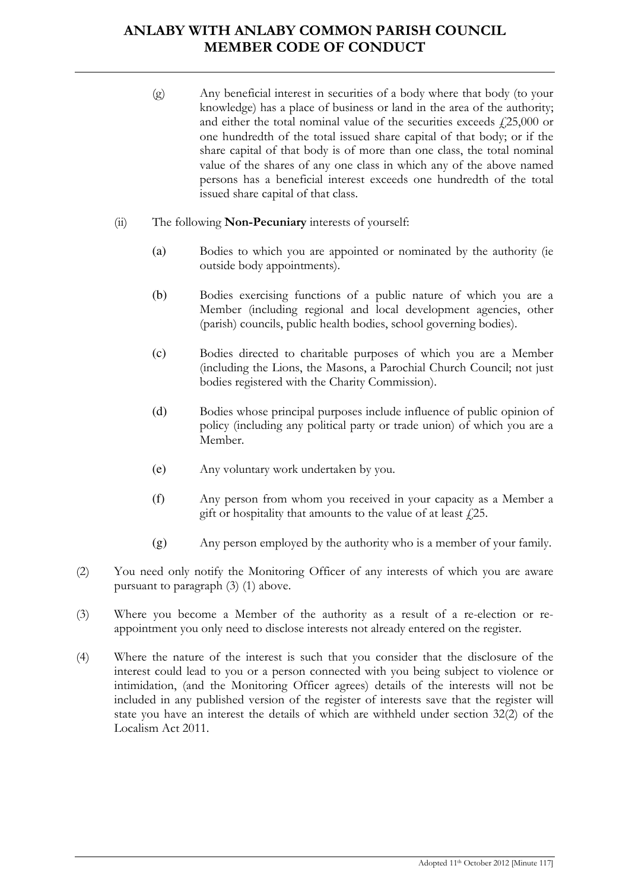(g) Any beneficial interest in securities of a body where that body (to your knowledge) has a place of business or land in the area of the authority; and either the total nominal value of the securities exceeds £25,000 or one hundredth of the total issued share capital of that body; or if the share capital of that body is of more than one class, the total nominal value of the shares of any one class in which any of the above named persons has a beneficial interest exceeds one hundredth of the total issued share capital of that class.

(ii) The following **Non-Pecuniary** interests of yourself:

(a) Bodies to which you are appointed or nominated by the authority (ie outside body appointments).

(b) Bodies exercising functions of a public nature of which you are a Member (including regional and local development agencies, other (parish) councils, public health bodies, school governing bodies).

(c) Bodies directed to charitable purposes of which you are a Member (including the Lions, the Masons, a Parochial Church Council; not just bodies registered with the Charity Commission).

(d) Bodies whose principal purposes include influence of public opinion of policy (including any political party or trade union) of which you are a Member.

(e) Any voluntary work undertaken by you.

(f) Any person from whom you received in your capacity as a Member a gift or hospitality that amounts to the value of at least £25.

(g) Any person employed by the authority who is a member of your family.

(2) You need only notify the Monitoring Officer of any interests of which you are aware pursuant to paragraph (3) (1) above.

(3) Where you become a Member of the authority as a result of a re-election or re-appointment you only need to disclose interests not already entered on the register.

(4) Where the nature of the interest is such that you consider that the disclosure of the interest could lead to you or a person connected with you being subject to violence or intimidation, (and the Monitoring Officer agrees) details of the interests will not be included in any published version of the register of interests save that the register will state you have an interest the details of which are withheld under section 32(2) of the Localism Act 2011.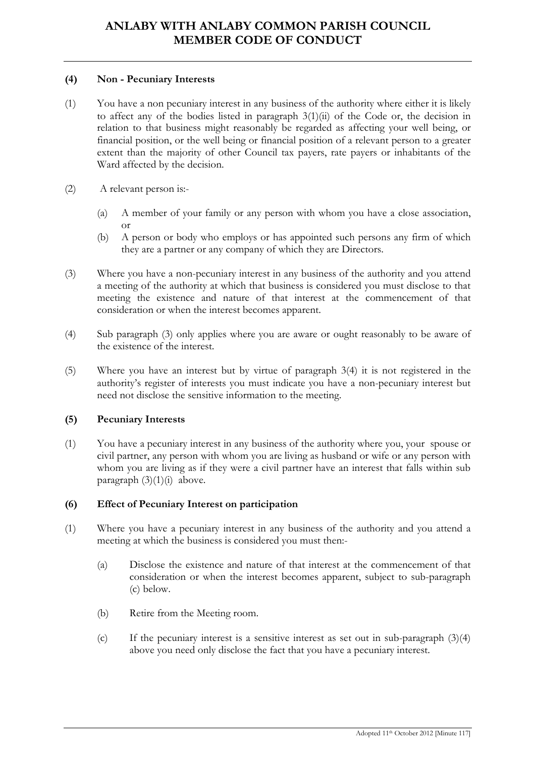## (4) Non - Pecuniary Interests

(1) You have a non pecuniary interest in any business of the authority where either it is likely to affect any of the bodies listed in paragraph 3(1)(ii) of the Code or, the decision in relation to that business might reasonably be regarded as affecting your well being, or financial position, or the well being or financial position of a relevant person to a greater extent than the majority of other Council tax payers, rate payers or inhabitants of the Ward affected by the decision.

(2) A relevant person is:-

- (a) A member of your family or any person with whom you have a close association, or
- (b) A person or body who employs or has appointed such persons any firm of which they are a partner or any company of which they are Directors.

(3) Where you have a non-pecuniary interest in any business of the authority and you attend a meeting of the authority at which that business is considered you must disclose to that meeting the existence and nature of that interest at the commencement of that consideration or when the interest becomes apparent.

(4) Sub paragraph (3) only applies where you are aware or ought reasonably to be aware of the existence of the interest.

(5) Where you have an interest but by virtue of paragraph 3(4) it is not registered in the authority's register of interests you must indicate you have a non-pecuniary interest but need not disclose the sensitive information to the meeting.

## (5) Pecuniary Interests

(1) You have a pecuniary interest in any business of the authority where you, your spouse or civil partner, any person with whom you are living as husband or wife or any person with whom you are living as if they were a civil partner have an interest that falls within sub paragraph (3)(1)(i) above.

## (6) Effect of Pecuniary Interest on participation

(1) Where you have a pecuniary interest in any business of the authority and you attend a meeting at which the business is considered you must then:-

- (a) Disclose the existence and nature of that interest at the commencement of that consideration or when the interest becomes apparent, subject to sub-paragraph (c) below.
- (b) Retire from the Meeting room.
- (c) If the pecuniary interest is a sensitive interest as set out in sub-paragraph (3)(4) above you need only disclose the fact that you have a pecuniary interest.